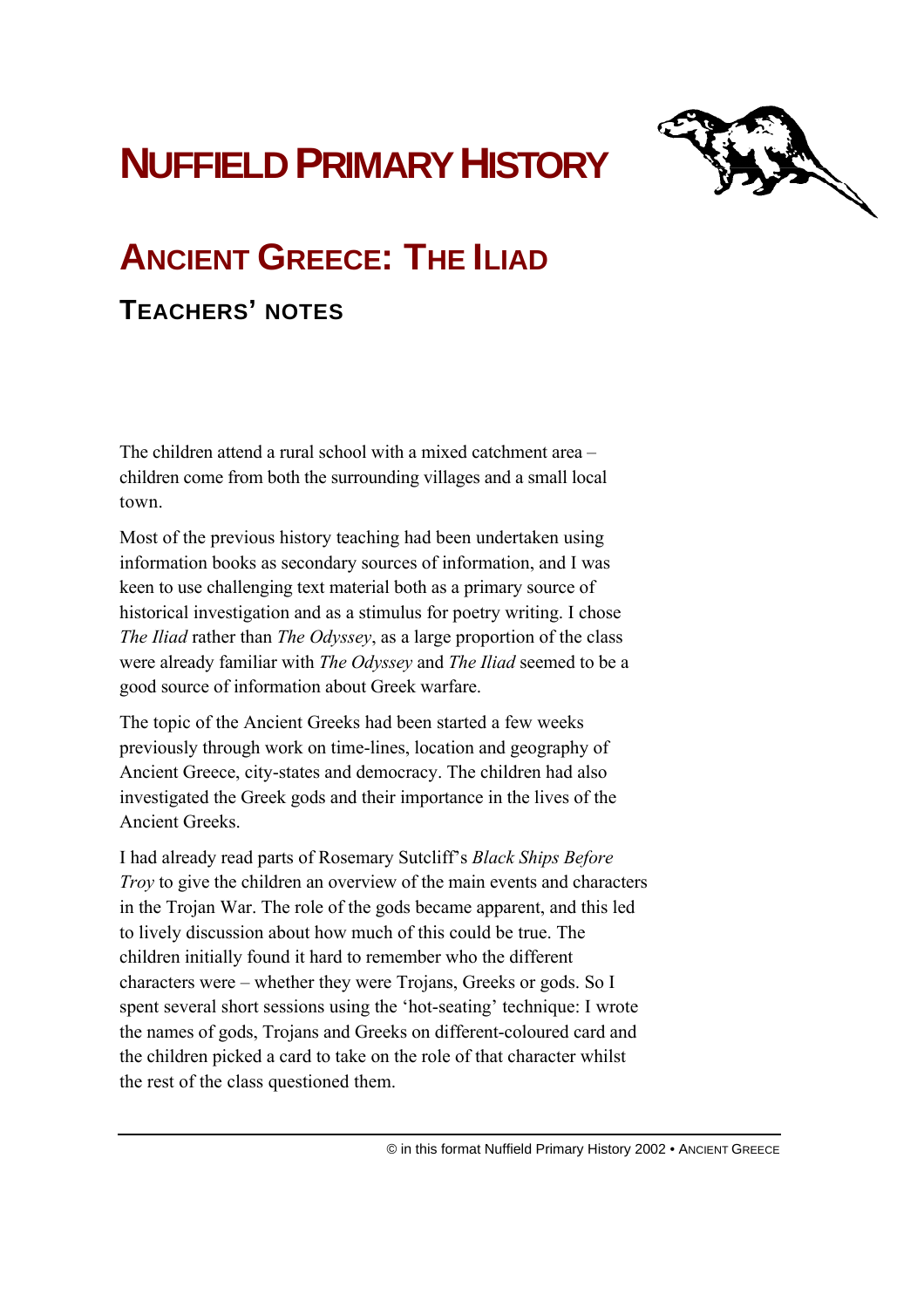# NUFFIELD PRIMARY HISTORY

## ANCIENT GREECE: THE ILIAD

### TEACHERS' NOTES

The children attend a rural school with a mixed catchment area – children come from both the surrounding villages and a small local town.

Most of the previous history teaching had been undertaken using information books as secondary sources of information, and I was keen to use challenging text material both as a primary source of historical investigation and as a stimulus for poetry writing. I chose *The Iliad* rather than *The Odyssey*, as a large proportion of the class were already familiar with *The Odyssey* and *The Iliad* seemed to be a good source of information about Greek warfare.

The topic of the Ancient Greeks had been started a few weeks previously through work on time-lines, location and geography of Ancient Greece, city-states and democracy. The children had also investigated the Greek gods and their importance in the lives of the Ancient Greeks.

I had already read parts of Rosemary Sutcliff's *Black Ships Before Troy* to give the children an overview of the main events and characters in the Trojan War. The role of the gods became apparent, and this led to lively discussion about how much of this could be true. The children initially found it hard to remember who the different characters were – whether they were Trojans, Greeks or gods. So I spent several short sessions using the 'hot-seating' technique: I wrote the names of gods, Trojans and Greeks on different-coloured card and the children picked a card to take on the role of that character whilst the rest of the class questioned them.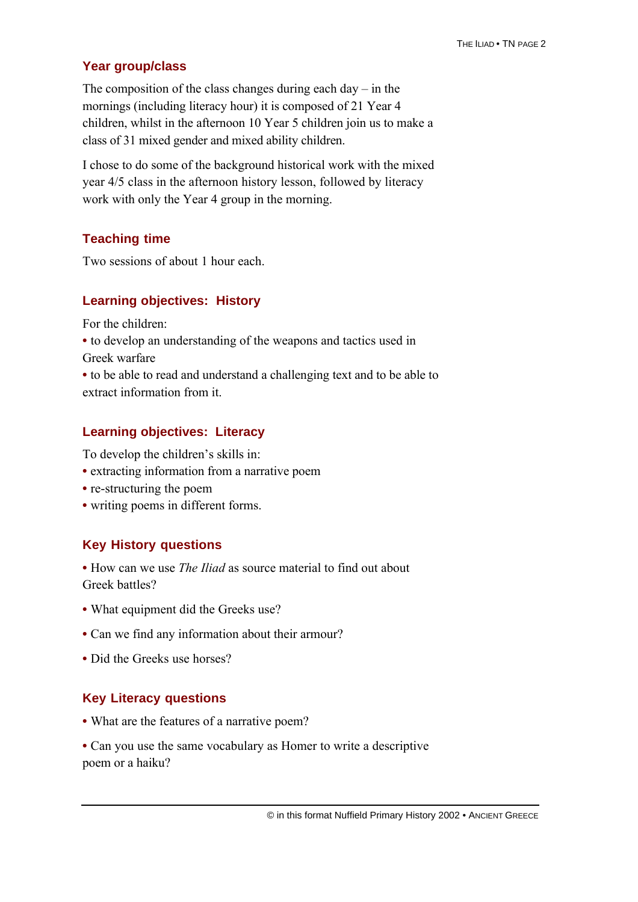## Year group/class

The composition of the class changes during each day – in the mornings (including literacy hour) it is composed of 21 Year 4 children, whilst in the afternoon 10 Year 5 children join us to make a class of 31 mixed gender and mixed ability children.

I chose to do some of the background historical work with the mixed year 4/5 class in the afternoon history lesson, followed by literacy work with only the Year 4 group in the morning.

## Teaching time

Two sessions of about 1 hour each.

## Learning objectives: History

For the children:

- to develop an understanding of the weapons and tactics used in Greek warfare
- to be able to read and understand a challenging text and to be able to extract information from it.

## Learning objectives: Literacy

To develop the children's skills in:

- extracting information from a narrative poem
- re-structuring the poem
- writing poems in different forms.

## Key History questions

- How can we use *The Iliad* as source material to find out about Greek battles?
- What equipment did the Greeks use?
- Can we find any information about their armour?
- Did the Greeks use horses?

## Key Literacy questions

- What are the features of a narrative poem?
- Can you use the same vocabulary as Homer to write a descriptive poem or a haiku?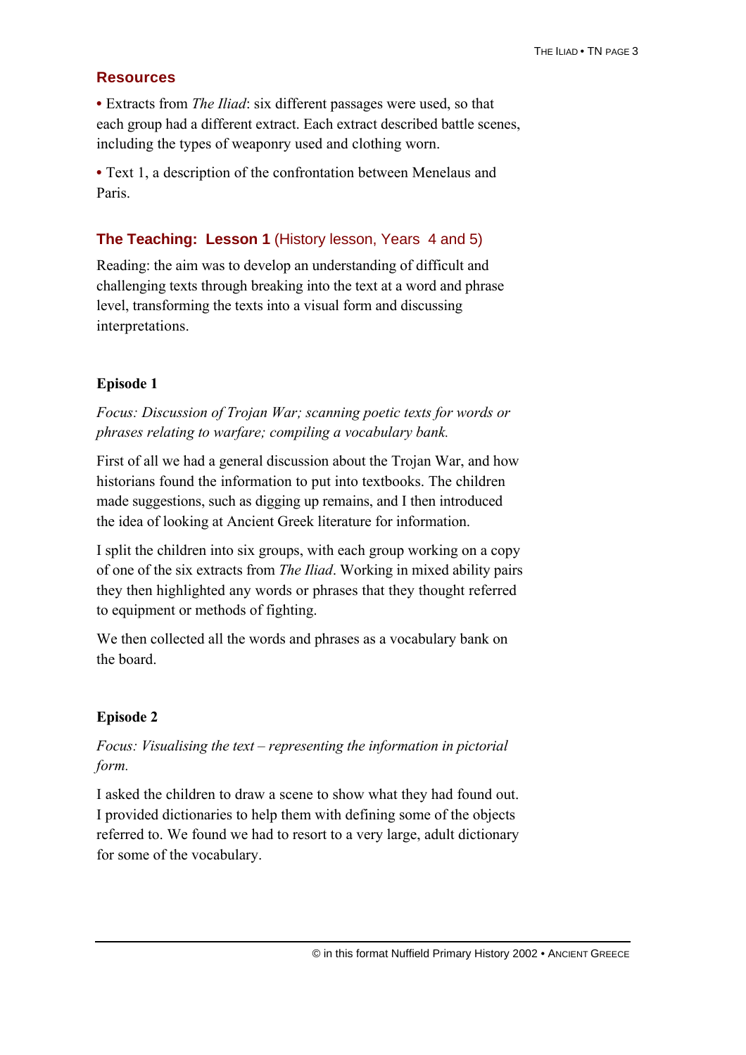## Resources

- Extracts from *The Iliad*: six different passages were used, so that each group had a different extract. Each extract described battle scenes, including the types of weaponry used and clothing worn.
- Text 1, a description of the confrontation between Menelaus and Paris.

## The Teaching: Lesson 1 (History lesson, Years 4 and 5)

Reading: the aim was to develop an understanding of difficult and challenging texts through breaking into the text at a word and phrase level, transforming the texts into a visual form and discussing interpretations.

### Episode 1

*Focus: Discussion of Trojan War; scanning poetic texts for words or phrases relating to warfare; compiling a vocabulary bank.*

First of all we had a general discussion about the Trojan War, and how historians found the information to put into textbooks. The children made suggestions, such as digging up remains, and I then introduced the idea of looking at Ancient Greek literature for information.

I split the children into six groups, with each group working on a copy of one of the six extracts from *The Iliad*. Working in mixed ability pairs they then highlighted any words or phrases that they thought referred to equipment or methods of fighting.

We then collected all the words and phrases as a vocabulary bank on the board.

### Episode 2

*Focus: Visualising the text – representing the information in pictorial form.*

I asked the children to draw a scene to show what they had found out. I provided dictionaries to help them with defining some of the objects referred to. We found we had to resort to a very large, adult dictionary for some of the vocabulary.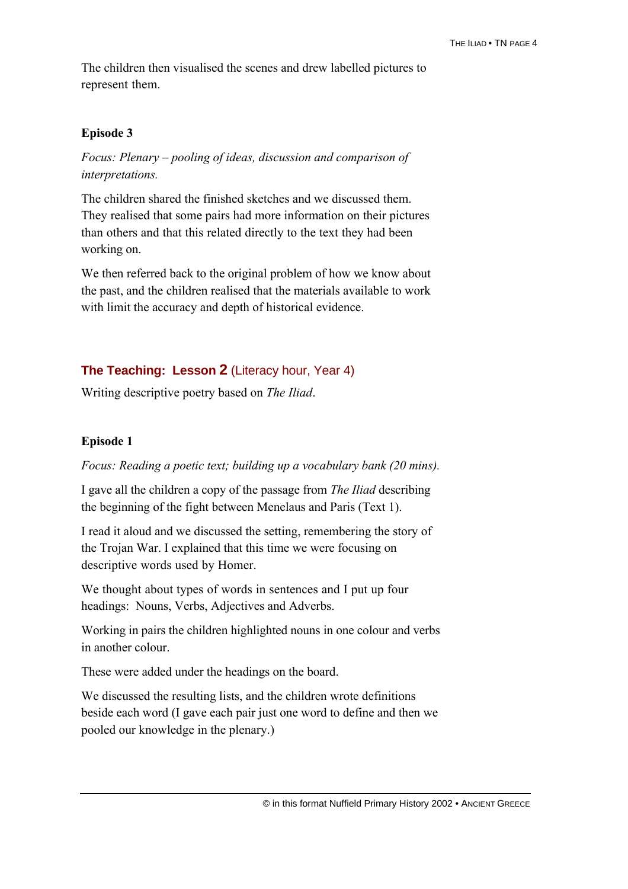The children then visualised the scenes and drew labelled pictures to represent them.

### Episode 3

*Focus: Plenary – pooling of ideas, discussion and comparison of interpretations.*

The children shared the finished sketches and we discussed them. They realised that some pairs had more information on their pictures than others and that this related directly to the text they had been working on.

We then referred back to the original problem of how we know about the past, and the children realised that the materials available to work with limit the accuracy and depth of historical evidence.

## **The Teaching: Lesson 2** (Literacy hour, Year 4)

Writing descriptive poetry based on *The Iliad*.

### Episode 1

*Focus: Reading a poetic text; building up a vocabulary bank (20 mins).*

I gave all the children a copy of the passage from *The Iliad* describing the beginning of the fight between Menelaus and Paris (Text 1).

I read it aloud and we discussed the setting, remembering the story of the Trojan War. I explained that this time we were focusing on descriptive words used by Homer.

We thought about types of words in sentences and I put up four headings: Nouns, Verbs, Adjectives and Adverbs.

Working in pairs the children highlighted nouns in one colour and verbs in another colour.

These were added under the headings on the board.

We discussed the resulting lists, and the children wrote definitions beside each word (I gave each pair just one word to define and then we pooled our knowledge in the plenary.)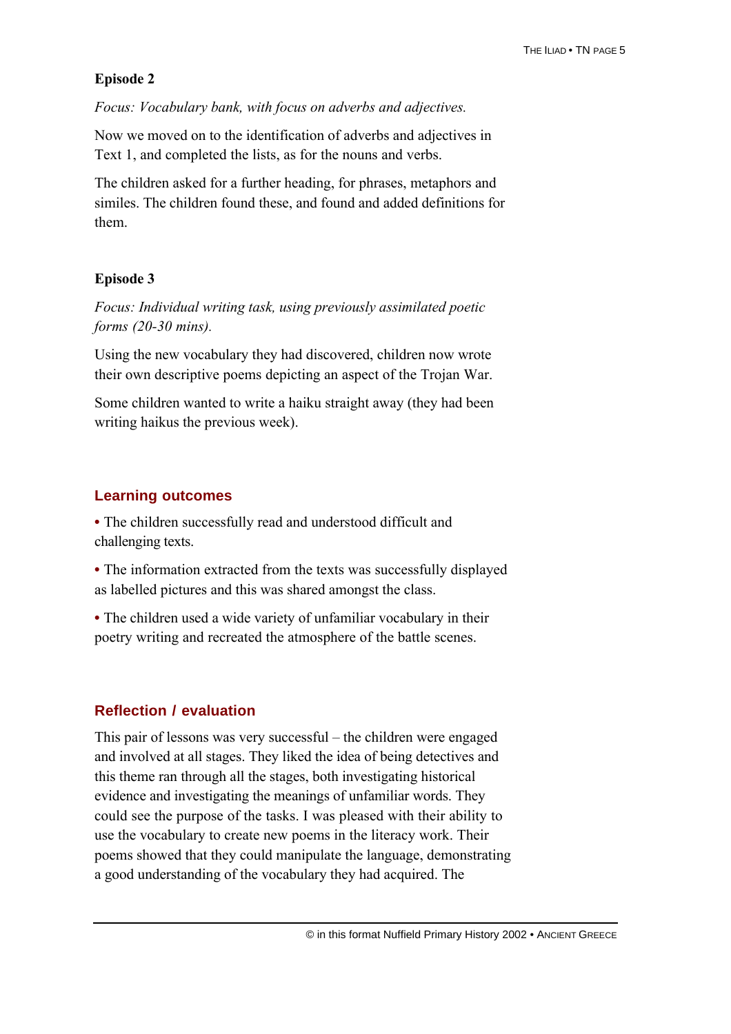**Episode 2**

*Focus: Vocabulary bank, with focus on adverbs and adjectives.*

Now we moved on to the identification of adverbs and adjectives in Text 1, and completed the lists, as for the nouns and verbs.

The children asked for a further heading, for phrases, metaphors and similes. The children found these, and found and added definitions for them.

**Episode 3**

*Focus: Individual writing task, using previously assimilated poetic forms (20-30 mins).*

Using the new vocabulary they had discovered, children now wrote their own descriptive poems depicting an aspect of the Trojan War.

Some children wanted to write a haiku straight away (they had been writing haikus the previous week).

## Learning outcomes

- The children successfully read and understood difficult and challenging texts.
- The information extracted from the texts was successfully displayed as labelled pictures and this was shared amongst the class.
- The children used a wide variety of unfamiliar vocabulary in their poetry writing and recreated the atmosphere of the battle scenes.

## Reflection / evaluation

This pair of lessons was very successful – the children were engaged and involved at all stages. They liked the idea of being detectives and this theme ran through all the stages, both investigating historical evidence and investigating the meanings of unfamiliar words. They could see the purpose of the tasks. I was pleased with their ability to use the vocabulary to create new poems in the literacy work. Their poems showed that they could manipulate the language, demonstrating a good understanding of the vocabulary they had acquired. The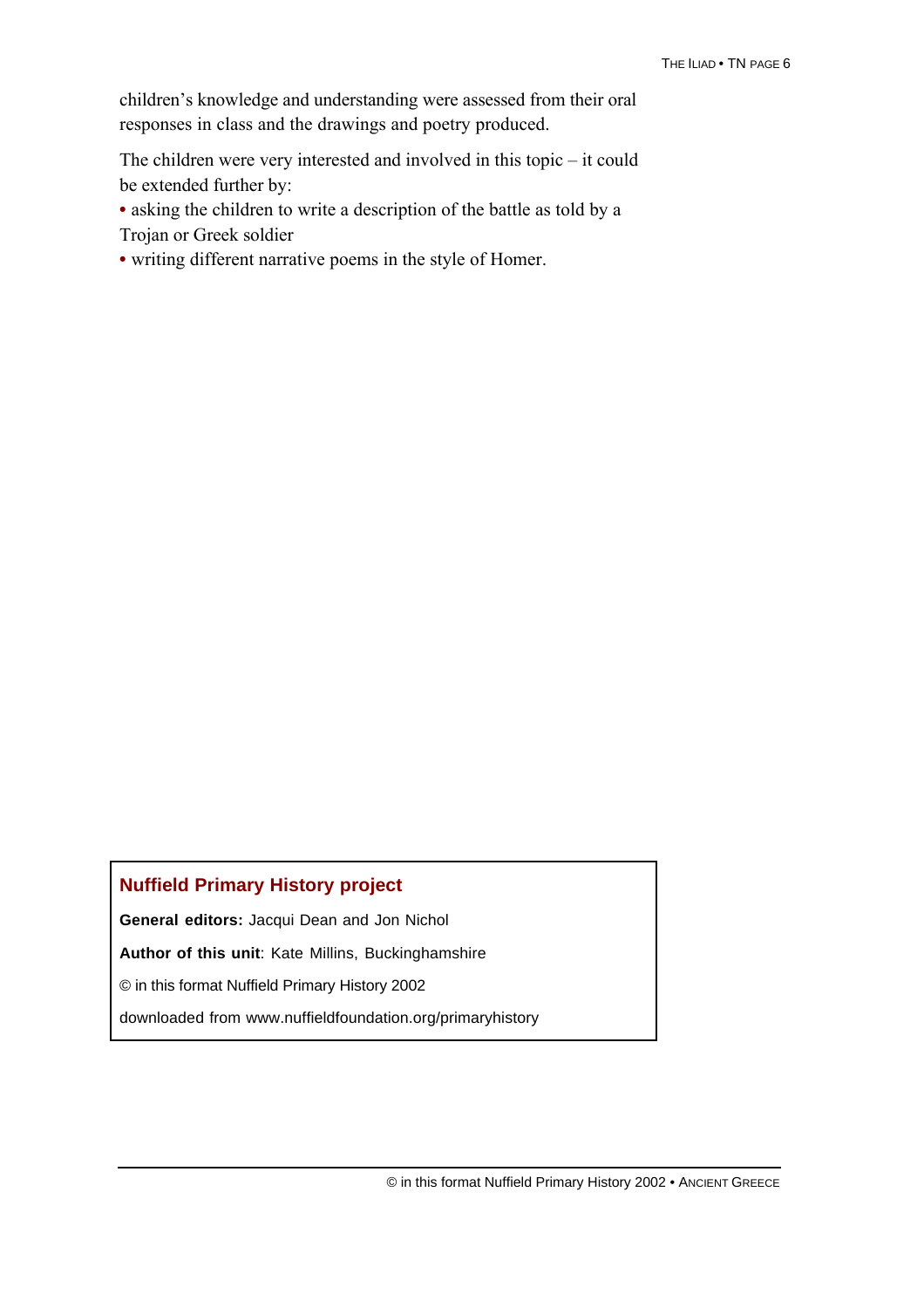children's knowledge and understanding were assessed from their oral responses in class and the drawings and poetry produced.

The children were very interested and involved in this topic – it could be extended further by:

- asking the children to write a description of the battle as told by a Trojan or Greek soldier
- writing different narrative poems in the style of Homer.

**Nuffield Primary History project**

**General editors:** Jacqui Dean and Jon Nichol

**Author of this unit**: Kate Millins, Buckinghamshire

© in this format Nuffield Primary History 2002

downloaded from www.nuffieldfoundation.org/primaryhistory